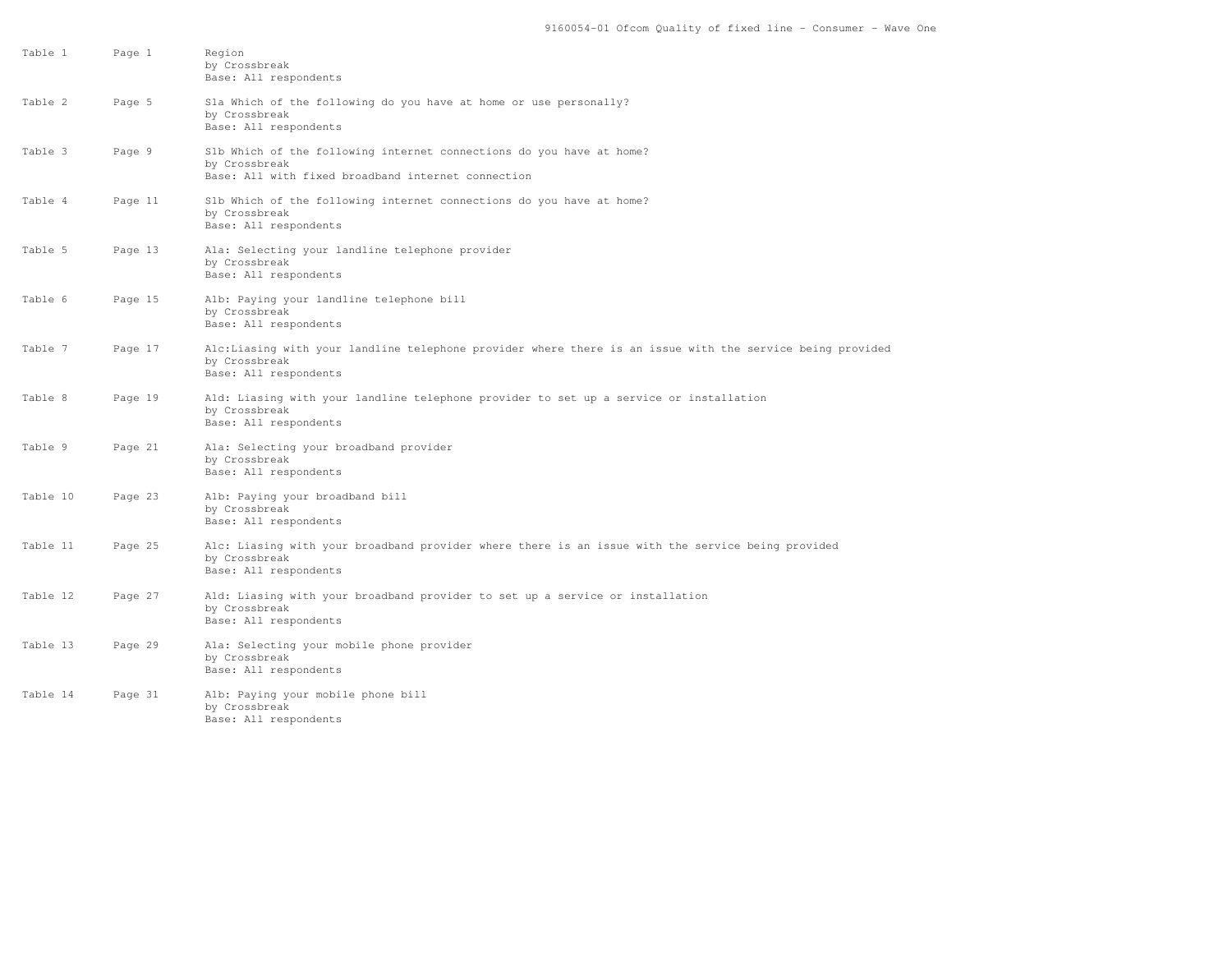# 9160054-01 Ofcom Quality of fixed line - Consumer - Wave One

| Table | Page | Description |
|---|---|---|
| Table 1 | Page 1 | Region<br>by Crossbreak<br>Base: All respondents |
| Table 2 | Page 5 | S1a Which of the following do you have at home or use personally?<br>by Crossbreak<br>Base: All respondents |
| Table 3 | Page 9 | S1b Which of the following internet connections do you have at home?<br>by Crossbreak<br>Base: All with fixed broadband internet connection |
| Table 4 | Page 11 | S1b Which of the following internet connections do you have at home?<br>by Crossbreak<br>Base: All respondents |
| Table 5 | Page 13 | A1a: Selecting your landline telephone provider<br>by Crossbreak<br>Base: All respondents |
| Table 6 | Page 15 | A1b: Paying your landline telephone bill<br>by Crossbreak<br>Base: All respondents |
| Table 7 | Page 17 | A1c:Liasing with your landline telephone provider where there is an issue with the service being provided<br>by Crossbreak<br>Base: All respondents |
| Table 8 | Page 19 | A1d: Liasing with your landline telephone provider to set up a service or installation<br>by Crossbreak<br>Base: All respondents |
| Table 9 | Page 21 | A1a: Selecting your broadband provider<br>by Crossbreak<br>Base: All respondents |
| Table 10 | Page 23 | A1b: Paying your broadband bill<br>by Crossbreak<br>Base: All respondents |
| Table 11 | Page 25 | A1c: Liasing with your broadband provider where there is an issue with the service being provided<br>by Crossbreak<br>Base: All respondents |
| Table 12 | Page 27 | A1d: Liasing with your broadband provider to set up a service or installation<br>by Crossbreak<br>Base: All respondents |
| Table 13 | Page 29 | A1a: Selecting your mobile phone provider<br>by Crossbreak<br>Base: All respondents |
| Table 14 | Page 31 | A1b: Paying your mobile phone bill<br>by Crossbreak<br>Base: All respondents |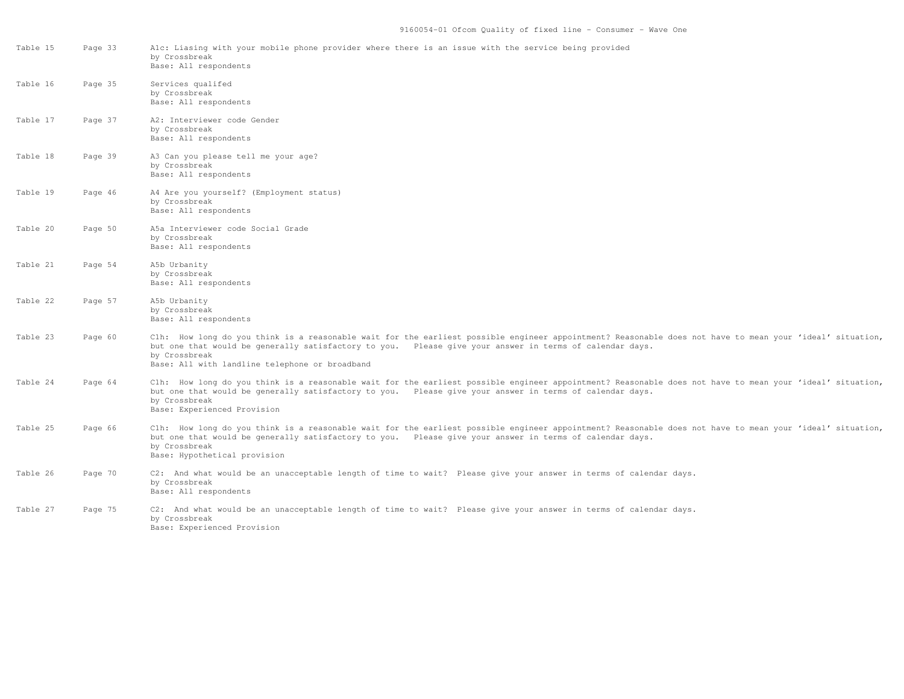| Table | Page | Description |
|---|---|---|
| Table 15 | Page 33 | A1c: Liasing with your mobile phone provider where there is an issue with the service being provided<br>by Crossbreak<br>Base: All respondents |
| Table 16 | Page 35 | Services qualifed<br>by Crossbreak<br>Base: All respondents |
| Table 17 | Page 37 | A2: Interviewer code Gender<br>by Crossbreak<br>Base: All respondents |
| Table 18 | Page 39 | A3 Can you please tell me your age?<br>by Crossbreak<br>Base: All respondents |
| Table 19 | Page 46 | A4 Are you yourself? (Employment status)<br>by Crossbreak<br>Base: All respondents |
| Table 20 | Page 50 | A5a Interviewer code Social Grade<br>by Crossbreak<br>Base: All respondents |
| Table 21 | Page 54 | A5b Urbanity<br>by Crossbreak<br>Base: All respondents |
| Table 22 | Page 57 | A5b Urbanity<br>by Crossbreak<br>Base: All respondents |
| Table 23 | Page 60 | C1h: How long do you think is a reasonable wait for the earliest possible engineer appointment? Reasonable does not have to mean your 'ideal' situation, but one that would be generally satisfactory to you. Please give your answer in terms of calendar days.<br>by Crossbreak<br>Base: All with landline telephone or broadband |
| Table 24 | Page 64 | C1h: How long do you think is a reasonable wait for the earliest possible engineer appointment? Reasonable does not have to mean your 'ideal' situation, but one that would be generally satisfactory to you. Please give your answer in terms of calendar days.<br>by Crossbreak<br>Base: Experienced Provision |
| Table 25 | Page 66 | C1h: How long do you think is a reasonable wait for the earliest possible engineer appointment? Reasonable does not have to mean your 'ideal' situation, but one that would be generally satisfactory to you. Please give your answer in terms of calendar days.<br>by Crossbreak<br>Base: Hypothetical provision |
| Table 26 | Page 70 | C2: And what would be an unacceptable length of time to wait? Please give your answer in terms of calendar days.<br>by Crossbreak<br>Base: All respondents |
| Table 27 | Page 75 | C2: And what would be an unacceptable length of time to wait? Please give your answer in terms of calendar days.<br>by Crossbreak<br>Base: Experienced Provision |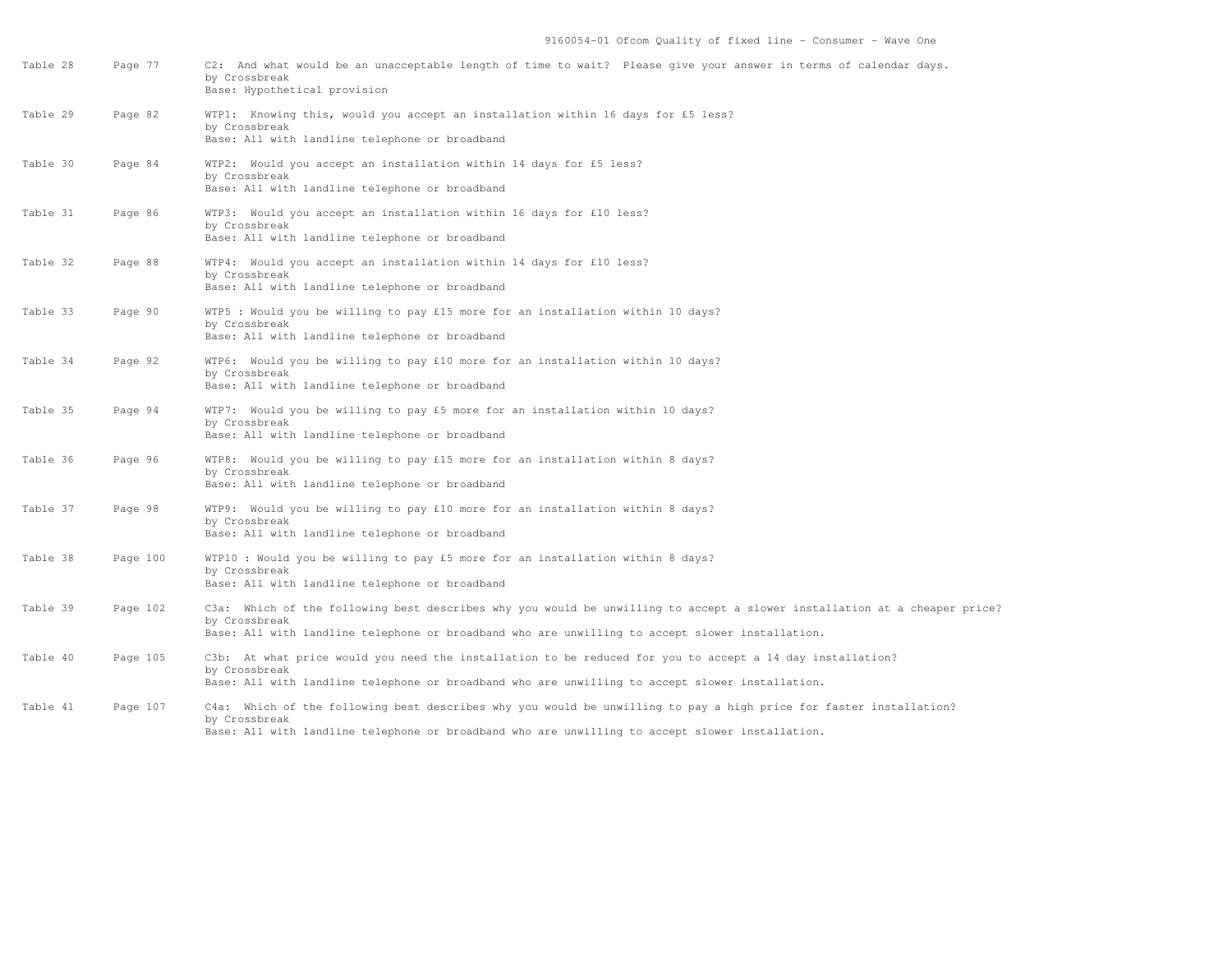| Table | Page | Description |
|---|---|---|
| Table 28 | Page 77 | C2: And what would be an unacceptable length of time to wait? Please give your answer in terms of calendar days.<br>by Crossbreak<br>Base: Hypothetical provision |
| Table 29 | Page 82 | WTP1: Knowing this, would you accept an installation within 16 days for £5 less?<br>by Crossbreak<br>Base: All with landline telephone or broadband |
| Table 30 | Page 84 | WTP2: Would you accept an installation within 14 days for £5 less?<br>by Crossbreak<br>Base: All with landline telephone or broadband |
| Table 31 | Page 86 | WTP3: Would you accept an installation within 16 days for £10 less?<br>by Crossbreak<br>Base: All with landline telephone or broadband |
| Table 32 | Page 88 | WTP4: Would you accept an installation within 14 days for £10 less?<br>by Crossbreak<br>Base: All with landline telephone or broadband |
| Table 33 | Page 90 | WTP5 : Would you be willing to pay £15 more for an installation within 10 days?<br>by Crossbreak<br>Base: All with landline telephone or broadband |
| Table 34 | Page 92 | WTP6: Would you be willing to pay £10 more for an installation within 10 days?<br>by Crossbreak<br>Base: All with landline telephone or broadband |
| Table 35 | Page 94 | WTP7: Would you be willing to pay £5 more for an installation within 10 days?<br>by Crossbreak<br>Base: All with landline telephone or broadband |
| Table 36 | Page 96 | WTP8: Would you be willing to pay £15 more for an installation within 8 days?<br>by Crossbreak<br>Base: All with landline telephone or broadband |
| Table 37 | Page 98 | WTP9: Would you be willing to pay £10 more for an installation within 8 days?<br>by Crossbreak<br>Base: All with landline telephone or broadband |
| Table 38 | Page 100 | WTP10 : Would you be willing to pay £5 more for an installation within 8 days?<br>by Crossbreak<br>Base: All with landline telephone or broadband |
| Table 39 | Page 102 | C3a: Which of the following best describes why you would be unwilling to accept a slower installation at a cheaper price?<br>by Crossbreak<br>Base: All with landline telephone or broadband who are unwilling to accept slower installation. |
| Table 40 | Page 105 | C3b: At what price would you need the installation to be reduced for you to accept a 14 day installation?<br>by Crossbreak<br>Base: All with landline telephone or broadband who are unwilling to accept slower installation. |
| Table 41 | Page 107 | C4a: Which of the following best describes why you would be unwilling to pay a high price for faster installation?<br>by Crossbreak<br>Base: All with landline telephone or broadband who are unwilling to accept slower installation. |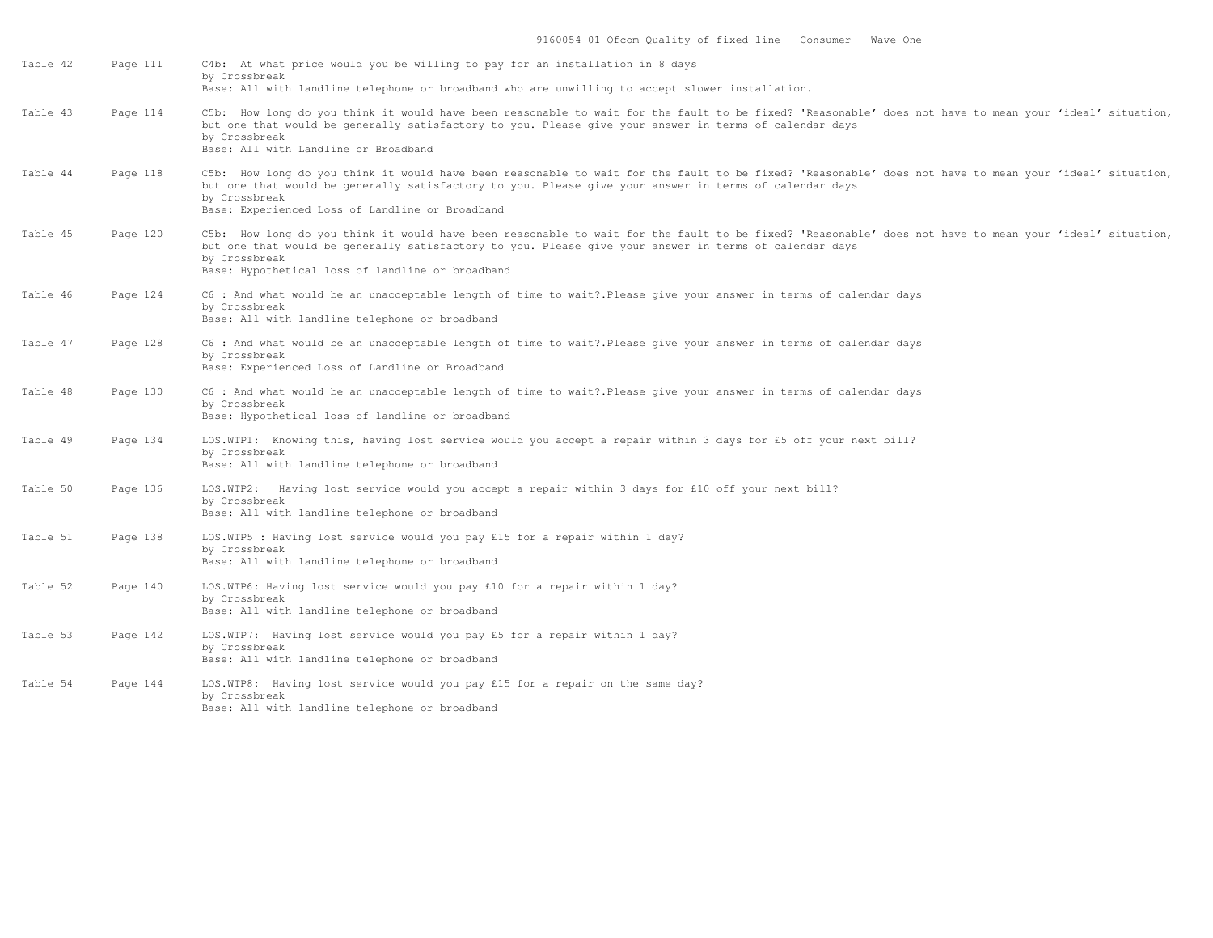| Table | Page | Description |
| --- | --- | --- |
| Table 42 | Page 111 | C4b: At what price would you be willing to pay for an installation in 8 days<br>by Crossbreak<br>Base: All with landline telephone or broadband who are unwilling to accept slower installation. |
| Table 43 | Page 114 | C5b: How long do you think it would have been reasonable to wait for the fault to be fixed? 'Reasonable' does not have to mean your 'ideal' situation, but one that would be generally satisfactory to you. Please give your answer in terms of calendar days<br>by Crossbreak<br>Base: All with Landline or Broadband |
| Table 44 | Page 118 | C5b: How long do you think it would have been reasonable to wait for the fault to be fixed? 'Reasonable' does not have to mean your 'ideal' situation, but one that would be generally satisfactory to you. Please give your answer in terms of calendar days<br>by Crossbreak<br>Base: Experienced Loss of Landline or Broadband |
| Table 45 | Page 120 | C5b: How long do you think it would have been reasonable to wait for the fault to be fixed? 'Reasonable' does not have to mean your 'ideal' situation, but one that would be generally satisfactory to you. Please give your answer in terms of calendar days<br>by Crossbreak<br>Base: Hypothetical loss of landline or broadband |
| Table 46 | Page 124 | C6 : And what would be an unacceptable length of time to wait?.Please give your answer in terms of calendar days<br>by Crossbreak<br>Base: All with landline telephone or broadband |
| Table 47 | Page 128 | C6 : And what would be an unacceptable length of time to wait?.Please give your answer in terms of calendar days<br>by Crossbreak<br>Base: Experienced Loss of Landline or Broadband |
| Table 48 | Page 130 | C6 : And what would be an unacceptable length of time to wait?.Please give your answer in terms of calendar days<br>by Crossbreak<br>Base: Hypothetical loss of landline or broadband |
| Table 49 | Page 134 | LOS.WTP1: Knowing this, having lost service would you accept a repair within 3 days for £5 off your next bill?<br>by Crossbreak<br>Base: All with landline telephone or broadband |
| Table 50 | Page 136 | LOS.WTP2: Having lost service would you accept a repair within 3 days for £10 off your next bill?<br>by Crossbreak<br>Base: All with landline telephone or broadband |
| Table 51 | Page 138 | LOS.WTP5 : Having lost service would you pay £15 for a repair within 1 day?<br>by Crossbreak<br>Base: All with landline telephone or broadband |
| Table 52 | Page 140 | LOS.WTP6: Having lost service would you pay £10 for a repair within 1 day?<br>by Crossbreak<br>Base: All with landline telephone or broadband |
| Table 53 | Page 142 | LOS.WTP7: Having lost service would you pay £5 for a repair within 1 day?<br>by Crossbreak<br>Base: All with landline telephone or broadband |
| Table 54 | Page 144 | LOS.WTP8: Having lost service would you pay £15 for a repair on the same day?<br>by Crossbreak<br>Base: All with landline telephone or broadband |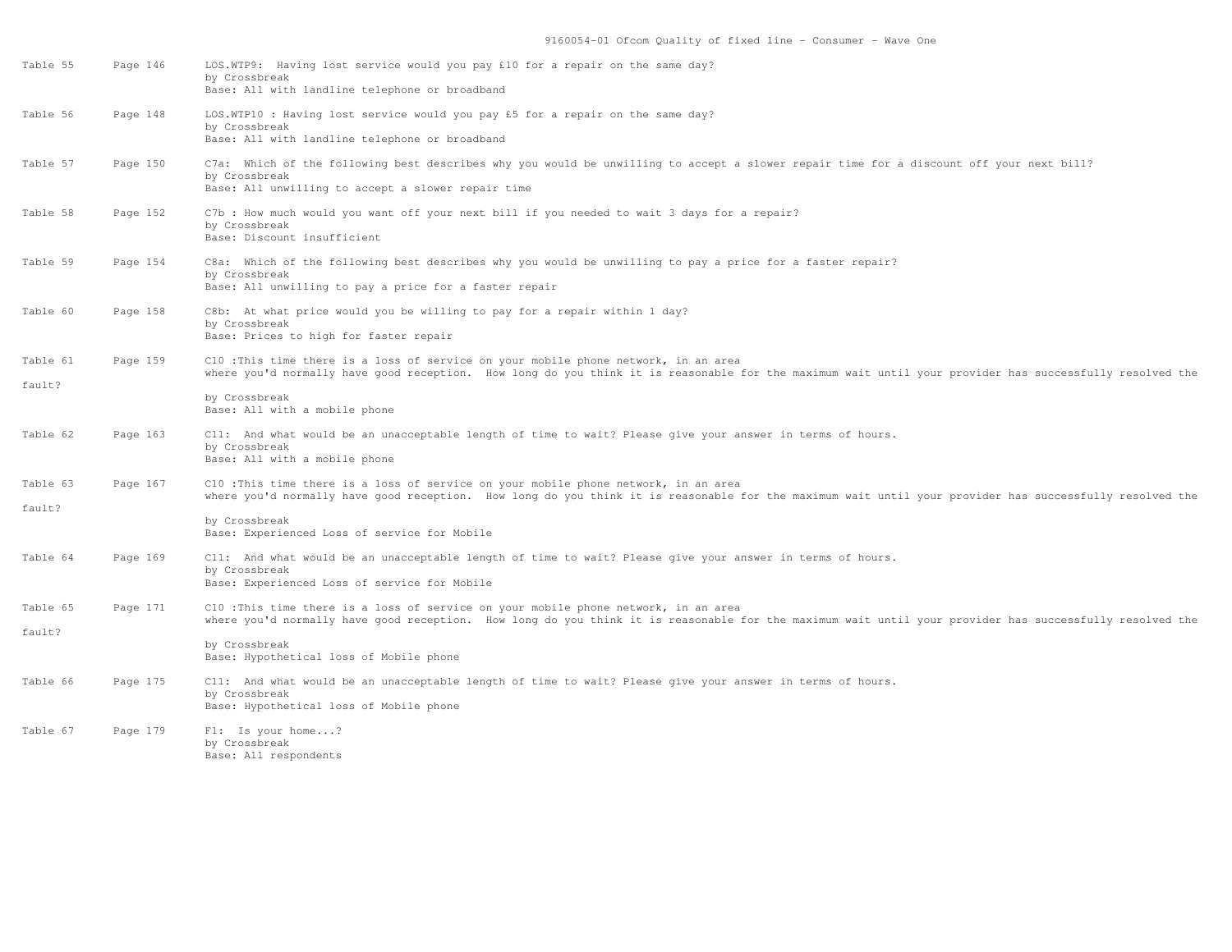| Table | Page | Description |
|---|---|---|
| Table 55 | Page 146 | LOS.WTP9: Having lost service would you pay £10 for a repair on the same day?<br>by Crossbreak<br>Base: All with landline telephone or broadband |
| Table 56 | Page 148 | LOS.WTP10 : Having lost service would you pay £5 for a repair on the same day?<br>by Crossbreak<br>Base: All with landline telephone or broadband |
| Table 57 | Page 150 | C7a: Which of the following best describes why you would be unwilling to accept a slower repair time for a discount off your next bill?<br>by Crossbreak<br>Base: All unwilling to accept a slower repair time |
| Table 58 | Page 152 | C7b : How much would you want off your next bill if you needed to wait 3 days for a repair?<br>by Crossbreak<br>Base: Discount insufficient |
| Table 59 | Page 154 | C8a: Which of the following best describes why you would be unwilling to pay a price for a faster repair?<br>by Crossbreak<br>Base: All unwilling to pay a price for a faster repair |
| Table 60 | Page 158 | C8b: At what price would you be willing to pay for a repair within 1 day?<br>by Crossbreak<br>Base: Prices to high for faster repair |
| Table 61 | Page 159 | C10 :This time there is a loss of service on your mobile phone network, in an area where you'd normally have good reception. How long do you think it is reasonable for the maximum wait until your provider has successfully resolved the fault?<br>by Crossbreak<br>Base: All with a mobile phone |
| Table 62 | Page 163 | C11: And what would be an unacceptable length of time to wait? Please give your answer in terms of hours.<br>by Crossbreak<br>Base: All with a mobile phone |
| Table 63 | Page 167 | C10 :This time there is a loss of service on your mobile phone network, in an area where you'd normally have good reception. How long do you think it is reasonable for the maximum wait until your provider has successfully resolved the fault?<br>by Crossbreak<br>Base: Experienced Loss of service for Mobile |
| Table 64 | Page 169 | C11: And what would be an unacceptable length of time to wait? Please give your answer in terms of hours.<br>by Crossbreak<br>Base: Experienced Loss of service for Mobile |
| Table 65 | Page 171 | C10 :This time there is a loss of service on your mobile phone network, in an area where you'd normally have good reception. How long do you think it is reasonable for the maximum wait until your provider has successfully resolved the fault?<br>by Crossbreak<br>Base: Hypothetical loss of Mobile phone |
| Table 66 | Page 175 | C11: And what would be an unacceptable length of time to wait? Please give your answer in terms of hours.<br>by Crossbreak<br>Base: Hypothetical loss of Mobile phone |
| Table 67 | Page 179 | F1: Is your home...?<br>by Crossbreak<br>Base: All respondents |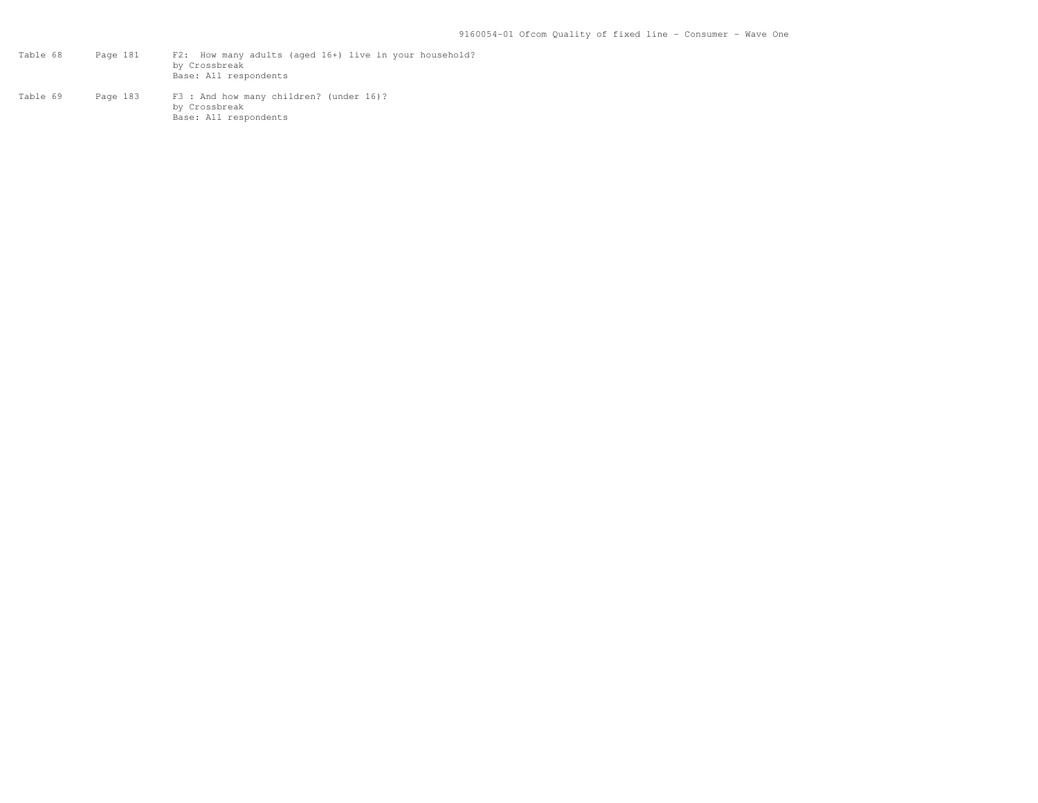| | | |
|---|---|---|
| Table 68 | Page 181 | F2: How many adults (aged 16+) live in your household?<br>by Crossbreak<br>Base: All respondents |
| Table 69 | Page 183 | F3 : And how many children? (under 16)?<br>by Crossbreak<br>Base: All respondents |